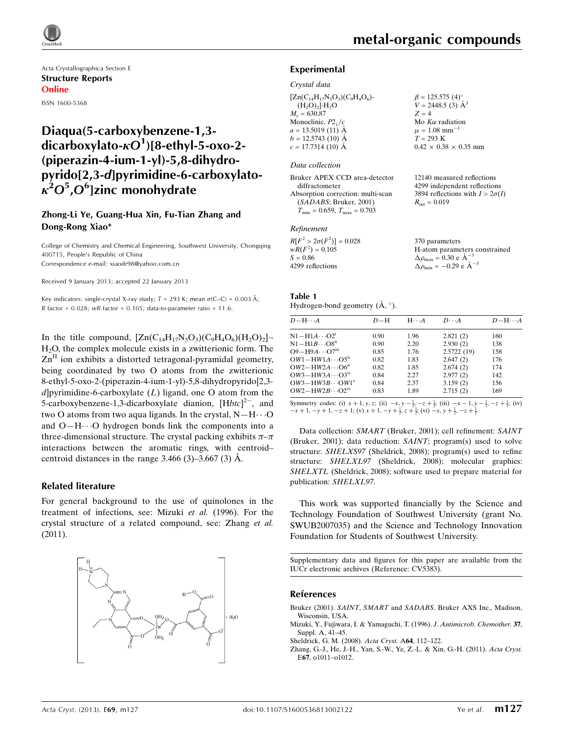Acta Crystallographica Section E

**Structure Reports**

**Online**

ISSN 1600-5368

# Diaqua(5-carboxybenzene-1,3-dicarboxylato-$\kappa O^1$)[8-ethyl-5-oxo-2-(piperazin-4-ium-1-yl)-5,8-dihydropyrido[2,3-*d*]pyrimidine-6-carboxylato-$\kappa^2 O^5,O^6$]zinc monohydrate

**Zhong-Li Ye, Guang-Hua Xin, Fu-Tian Zhang and Dong-Rong Xiao\***

College of Chemistry and Chemical Engineering, Southwest University, Chongqing 400715, People's Republic of China

Correspondence e-mail: xiaodr98@yahoo.com.cn

Received 9 January 2013; accepted 22 January 2013

Key indicators: single-crystal X-ray study; $T$ = 293 K; mean $\sigma$(C–C) = 0.003 Å; $R$ factor = 0.028; $wR$ factor = 0.105; data-to-parameter ratio = 11.6.

In the title compound, $[Zn(C_{14}H_{17}N_5O_3)(C_9H_4O_6)(H_2O)_2]\cdot H_2O$, the complex molecule exists in a zwitterionic form. The $Zn^{II}$ ion exhibits a distorted tetragonal-pyramidal geometry, being coordinated by two O atoms from the zwitterionic 8-ethyl-5-oxo-2-(piperazin-4-ium-1-yl)-5,8-dihydropyrido[2,3-*d*]pyrimidine-6-carboxylate ($L$) ligand, one O atom from the 5-carboxybenzene-1,3-dicarboxylate dianion, $[Hbtc]^{2-}$, and two O atoms from two aqua ligands. In the crystal, N—H$\cdots$O and O—H$\cdots$O hydrogen bonds link the components into a three-dimensional structure. The crystal packing exhibits $\pi$–$\pi$ interactions between the aromatic rings, with centroid–centroid distances in the range 3.466 (3)–3.667 (3) Å.

## Related literature

For general background to the use of quinolones in the treatment of infections, see: Mizuki *et al.* (1996). For the crystal structure of a related compound, see: Zhang *et al.* (2011).

## Experimental

### Crystal data

$[Zn(C_{14}H_{17}N_5O_3)(C_9H_4O_6)(H_2O)_2]\cdot H_2O$

$M_r$ = 630.87

Monoclinic, $P2_1/c$

$a$ = 13.5019 (11) Å

$b$ = 12.5743 (10) Å

$c$ = 17.7314 (10) Å

$\beta$ = 125.575 (4)°

$V$ = 2448.5 (3) Å$^3$

$Z$ = 4

Mo $K\alpha$ radiation

$\mu$ = 1.08 mm$^{-1}$

$T$ = 293 K

0.42 × 0.38 × 0.35 mm

### Data collection

Bruker APEX CCD area-detector diffractometer

Absorption correction: multi-scan (*SADABS*; Bruker, 2001)

$T_{min}$ = 0.659, $T_{max}$ = 0.703

12140 measured reflections

4299 independent reflections

3894 reflections with $I > 2\sigma(I)$

$R_{int}$ = 0.019

### Refinement

$R[F^2 > 2\sigma(F^2)]$ = 0.028

$wR(F^2)$ = 0.105

$S$ = 0.86

4299 reflections

370 parameters

H-atom parameters constrained

$\Delta\rho_{max}$ = 0.30 e Å$^{-3}$

$\Delta\rho_{min}$ = −0.29 e Å$^{-3}$

**Table 1**
Hydrogen-bond geometry (Å, °).

| $D$—H$\cdots$$A$ | $D$—H | H$\cdots$$A$ | $D$$\cdots$$A$ | $D$—H$\cdots$$A$ |
|---|---|---|---|---|
| N1—H1$A$$\cdots$O2$^{i}$ | 0.90 | 1.96 | 2.821 (2) | 160 |
| N1—H1$B$$\cdots$O8$^{ii}$ | 0.90 | 2.20 | 2.930 (2) | 138 |
| O9—H9$A$$\cdots$O7$^{iii}$ | 0.85 | 1.76 | 2.5722 (19) | 158 |
| $OW$1—H$W$1$A$$\cdots$O5$^{ii}$ | 0.82 | 1.83 | 2.647 (2) | 176 |
| $OW$2—H$W$2$A$$\cdots$O6$^{ii}$ | 0.82 | 1.85 | 2.674 (2) | 174 |
| $OW$3—H$W$3$A$$\cdots$O3$^{iv}$ | 0.84 | 2.27 | 2.977 (2) | 142 |
| $OW$3—H$W$3$B$$\cdots$$OW$1$^{v}$ | 0.84 | 2.37 | 3.159 (2) | 156 |
| $OW$2—H$W$2$B$$\cdots$O2$^{vi}$ | 0.83 | 1.89 | 2.715 (2) | 169 |

Symmetry codes: (i) $x+1, y, z$; (ii) $-x, y-\frac{1}{2}, -z+\frac{1}{2}$; (iii) $-x-1, y-\frac{1}{2}, -z+\frac{1}{2}$; (iv) $-x+1, -y+1, -z+1$; (v) $x+1, -y+\frac{1}{2}, z+\frac{1}{2}$; (vi) $-x, y+\frac{1}{2}, -z+\frac{1}{2}$.

Data collection: *SMART* (Bruker, 2001); cell refinement: *SAINT* (Bruker, 2001); data reduction: *SAINT*; program(s) used to solve structure: *SHELXS97* (Sheldrick, 2008); program(s) used to refine structure: *SHELXL97* (Sheldrick, 2008); molecular graphics: *SHELXTL* (Sheldrick, 2008); software used to prepare material for publication: *SHELXL97*.

This work was supported financially by the Science and Technology Foundation of Southwest University (grant No. SWUB2007035) and the Science and Technology Innovation Foundation for Students of Southwest University.

Supplementary data and figures for this paper are available from the IUCr electronic archives (Reference: CV5383).

## References

Bruker (2001). *SAINT*, *SMART* and *SADABS*. Bruker AXS Inc., Madison, Wisconsin, USA.

Mizuki, Y., Fujiwara, I. & Yamaguchi, T. (1996). *J. Antimicrob. Chemother.* **37**, Suppl. A, 41–45.

Sheldrick, G. M. (2008). *Acta Cryst.* A**64**, 112–122.

Zhang, G.-J., He, J.-H., Yan, S.-W., Ye, Z.-L. & Xin, G.-H. (2011). *Acta Cryst.* E**67**, o1011–o1012.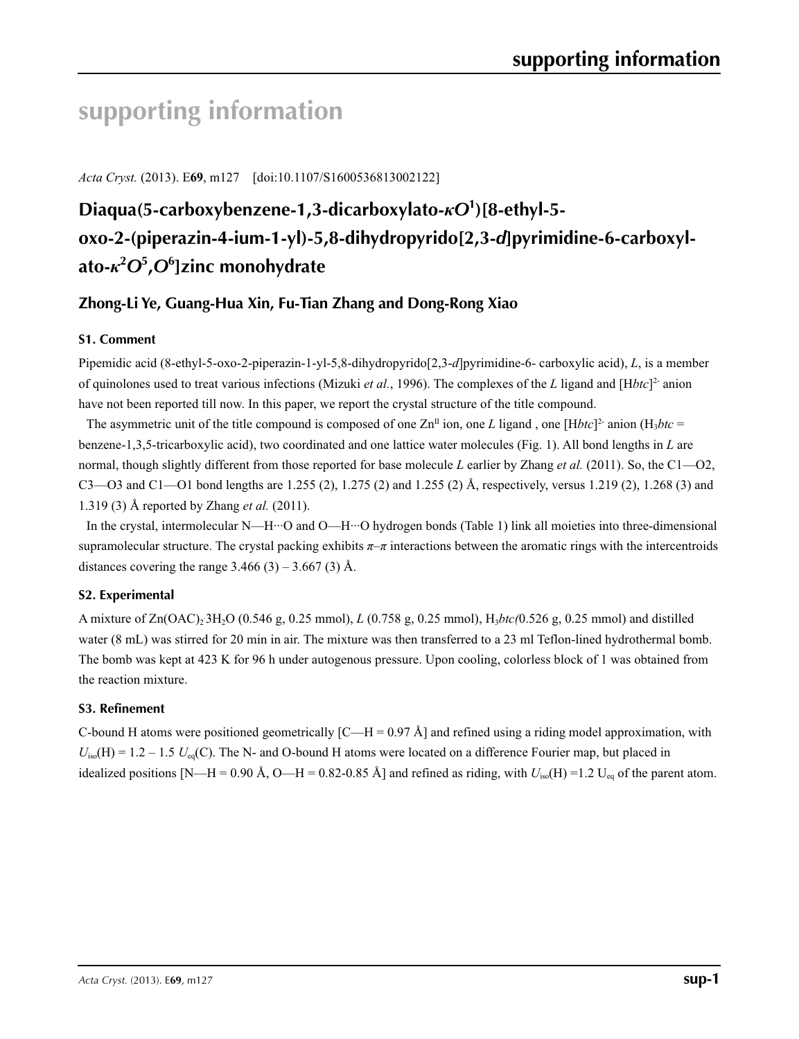# supporting information

*Acta Cryst.* (2013). E**69**, m127 [doi:10.1107/S1600536813002122]

## Diaqua(5-carboxybenzene-1,3-dicarboxylato-*κO*[1])[8-ethyl-5-oxo-2-(piperazin-4-ium-1-yl)-5,8-dihydropyrido[2,3-*d*]pyrimidine-6-carboxylato-*κ*[2]*O*[5],*O*[6]]zinc monohydrate

### Zhong-Li Ye, Guang-Hua Xin, Fu-Tian Zhang and Dong-Rong Xiao

### S1. Comment

Pipemidic acid (8-ethyl-5-oxo-2-piperazin-1-yl-5,8-dihydropyrido[2,3-*d*]pyrimidine-6- carboxylic acid), *L*, is a member of quinolones used to treat various infections (Mizuki *et al.*, 1996). The complexes of the *L* ligand and $[Hbtc]^{2-}$ anion have not been reported till now. In this paper, we report the crystal structure of the title compound.

The asymmetric unit of the title compound is composed of one $Zn^{II}$ ion, one *L* ligand , one $[Hbtc]^{2-}$ anion ($H_3btc$ = benzene-1,3,5-tricarboxylic acid), two coordinated and one lattice water molecules (Fig. 1). All bond lengths in *L* are normal, though slightly different from those reported for base molecule *L* earlier by Zhang *et al.* (2011). So, the C1—O2, C3—O3 and C1—O1 bond lengths are 1.255 (2), 1.275 (2) and 1.255 (2) Å, respectively, versus 1.219 (2), 1.268 (3) and 1.319 (3) Å reported by Zhang *et al.* (2011).

In the crystal, intermolecular N—H···O and O—H···O hydrogen bonds (Table 1) link all moieties into three-dimensional supramolecular structure. The crystal packing exhibits *π*–*π* interactions between the aromatic rings with the intercentroids distances covering the range 3.466 (3) – 3.667 (3) Å.

### S2. Experimental

A mixture of $Zn(OAC)_2·3H_2O$ (0.546 g, 0.25 mmol), *L* (0.758 g, 0.25 mmol), $H_3btc$(0.526 g, 0.25 mmol) and distilled water (8 mL) was stirred for 20 min in air. The mixture was then transferred to a 23 ml Teflon-lined hydrothermal bomb. The bomb was kept at 423 K for 96 h under autogenous pressure. Upon cooling, colorless block of 1 was obtained from the reaction mixture.

### S3. Refinement

C-bound H atoms were positioned geometrically [C—H = 0.97 Å] and refined using a riding model approximation, with $U_{iso}$(H) = 1.2 – 1.5 $U_{eq}$(C). The N- and O-bound H atoms were located on a difference Fourier map, but placed in idealized positions [N—H = 0.90 Å, O—H = 0.82-0.85 Å] and refined as riding, with $U_{iso}$(H) =1.2 $U_{eq}$ of the parent atom.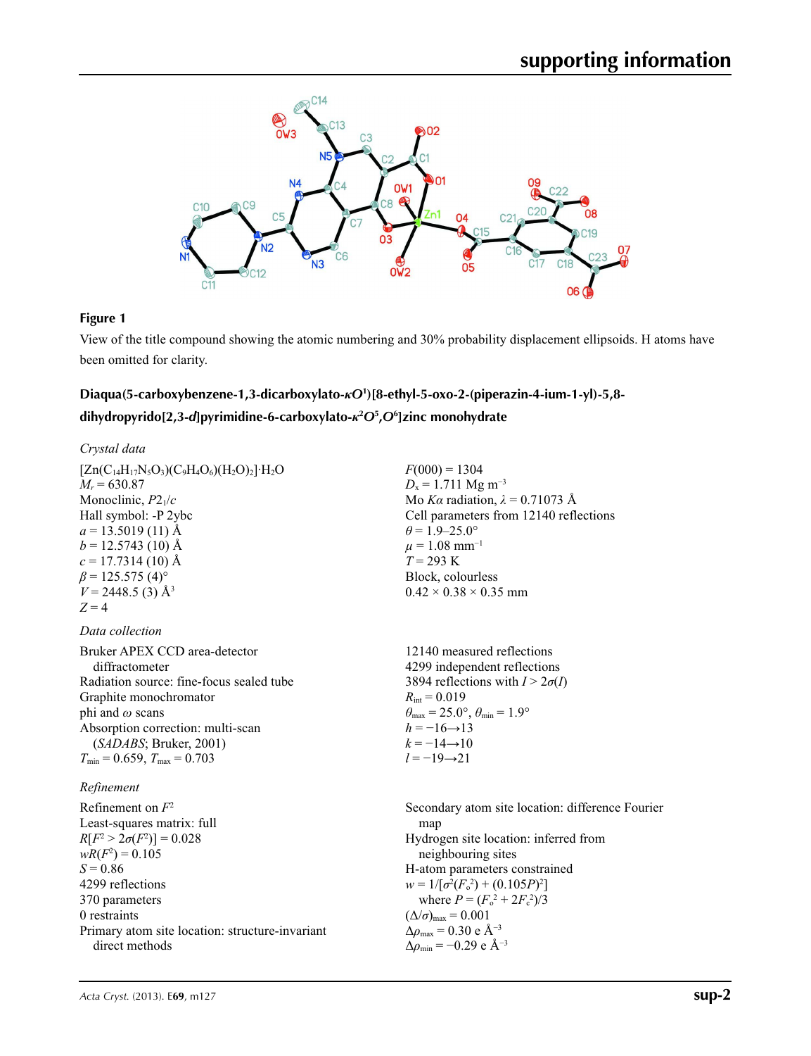**Figure 1**

View of the title compound showing the atomic numbering and 30% probability displacement ellipsoids. H atoms have been omitted for clarity.

### Diaqua(5-carboxybenzene-1,3-dicarboxylato-*κO*[1])[8-ethyl-5-oxo-2-(piperazin-4-ium-1-yl)-5,8-dihydropyrido[2,3-*d*]pyrimidine-6-carboxylato-*κ*[2]*O*[5],*O*[6]]zinc monohydrate

*Crystal data*

$[Zn(C_{14}H_{17}N_5O_3)(C_9H_4O_6)(H_2O)_2]\cdot H_2O$
$M_r = 630.87$
Monoclinic, $P2_1/c$
Hall symbol: -P 2ybc
$a = 13.5019$ (11) Å
$b = 12.5743$ (10) Å
$c = 17.7314$ (10) Å
$\beta = 125.575$ (4)°
$V = 2448.5$ (3) Å$^3$
$Z = 4$
$F(000) = 1304$
$D_x = 1.711$ Mg m$^{-3}$
Mo $K\alpha$ radiation, $\lambda = 0.71073$ Å
Cell parameters from 12140 reflections
$\theta = 1.9$–$25.0°$
$\mu = 1.08$ mm$^{-1}$
$T = 293$ K
Block, colourless
0.42 × 0.38 × 0.35 mm

*Data collection*

Bruker APEX CCD area-detector diffractometer
Radiation source: fine-focus sealed tube
Graphite monochromator
phi and $\omega$ scans
Absorption correction: multi-scan (*SADABS*; Bruker, 2001)
$T_{min} = 0.659$, $T_{max} = 0.703$
12140 measured reflections
4299 independent reflections
3894 reflections with $I > 2\sigma(I)$
$R_{int} = 0.019$
$\theta_{max} = 25.0°$, $\theta_{min} = 1.9°$
$h = -16 \rightarrow 13$
$k = -14 \rightarrow 10$
$l = -19 \rightarrow 21$

*Refinement*

Refinement on $F^2$
Least-squares matrix: full
$R[F^2 > 2\sigma(F^2)] = 0.028$
$wR(F^2) = 0.105$
$S = 0.86$
4299 reflections
370 parameters
0 restraints
Primary atom site location: structure-invariant direct methods
Secondary atom site location: difference Fourier map
Hydrogen site location: inferred from neighbouring sites
H-atom parameters constrained
$w = 1/[\sigma^2(F_o^2) + (0.105P)^2]$ where $P = (F_o^2 + 2F_c^2)/3$
$(\Delta/\sigma)_{max} = 0.001$
$\Delta\rho_{max} = 0.30$ e Å$^{-3}$
$\Delta\rho_{min} = -0.29$ e Å$^{-3}$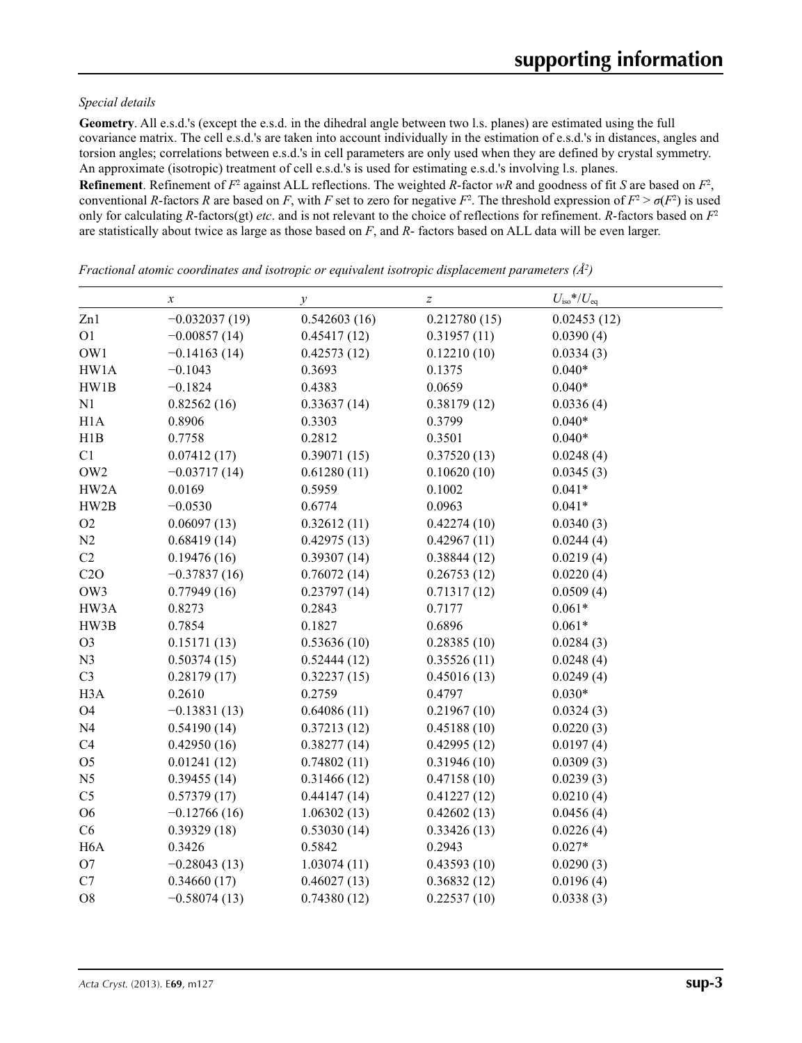*Special details*

**Geometry**. All e.s.d.'s (except the e.s.d. in the dihedral angle between two l.s. planes) are estimated using the full covariance matrix. The cell e.s.d.'s are taken into account individually in the estimation of e.s.d.'s in distances, angles and torsion angles; correlations between e.s.d.'s in cell parameters are only used when they are defined by crystal symmetry. An approximate (isotropic) treatment of cell e.s.d.'s is used for estimating e.s.d.'s involving l.s. planes.

**Refinement**. Refinement of $F^2$ against ALL reflections. The weighted $R$-factor $wR$ and goodness of fit $S$ are based on $F^2$, conventional $R$-factors $R$ are based on $F$, with $F$ set to zero for negative $F^2$. The threshold expression of $F^2 > \sigma(F^2)$ is used only for calculating $R$-factors(gt) *etc*. and is not relevant to the choice of reflections for refinement. $R$-factors based on $F^2$ are statistically about twice as large as those based on $F$, and $R$- factors based on ALL data will be even larger.

*Fractional atomic coordinates and isotropic or equivalent isotropic displacement parameters (Å²)*

| | $x$ | $y$ | $z$ | $U_{iso}$*/$U_{eq}$ |
|---|---|---|---|---|
| Zn1 | −0.032037 (19) | 0.542603 (16) | 0.212780 (15) | 0.02453 (12) |
| O1 | −0.00857 (14) | 0.45417 (12) | 0.31957 (11) | 0.0390 (4) |
| OW1 | −0.14163 (14) | 0.42573 (12) | 0.12210 (10) | 0.0334 (3) |
| HW1A | −0.1043 | 0.3693 | 0.1375 | 0.040* |
| HW1B | −0.1824 | 0.4383 | 0.0659 | 0.040* |
| N1 | 0.82562 (16) | 0.33637 (14) | 0.38179 (12) | 0.0336 (4) |
| H1A | 0.8906 | 0.3303 | 0.3799 | 0.040* |
| H1B | 0.7758 | 0.2812 | 0.3501 | 0.040* |
| C1 | 0.07412 (17) | 0.39071 (15) | 0.37520 (13) | 0.0248 (4) |
| OW2 | −0.03717 (14) | 0.61280 (11) | 0.10620 (10) | 0.0345 (3) |
| HW2A | 0.0169 | 0.5959 | 0.1002 | 0.041* |
| HW2B | −0.0530 | 0.6774 | 0.0963 | 0.041* |
| O2 | 0.06097 (13) | 0.32612 (11) | 0.42274 (10) | 0.0340 (3) |
| N2 | 0.68419 (14) | 0.42975 (13) | 0.42967 (11) | 0.0244 (4) |
| C2 | 0.19476 (16) | 0.39307 (14) | 0.38844 (12) | 0.0219 (4) |
| C2O | −0.37837 (16) | 0.76072 (14) | 0.26753 (12) | 0.0220 (4) |
| OW3 | 0.77949 (16) | 0.23797 (14) | 0.71317 (12) | 0.0509 (4) |
| HW3A | 0.8273 | 0.2843 | 0.7177 | 0.061* |
| HW3B | 0.7854 | 0.1827 | 0.6896 | 0.061* |
| O3 | 0.15171 (13) | 0.53636 (10) | 0.28385 (10) | 0.0284 (3) |
| N3 | 0.50374 (15) | 0.52444 (12) | 0.35526 (11) | 0.0248 (4) |
| C3 | 0.28179 (17) | 0.32237 (15) | 0.45016 (13) | 0.0249 (4) |
| H3A | 0.2610 | 0.2759 | 0.4797 | 0.030* |
| O4 | −0.13831 (13) | 0.64086 (11) | 0.21967 (10) | 0.0324 (3) |
| N4 | 0.54190 (14) | 0.37213 (12) | 0.45188 (10) | 0.0220 (3) |
| C4 | 0.42950 (16) | 0.38277 (14) | 0.42995 (12) | 0.0197 (4) |
| O5 | 0.01241 (12) | 0.74802 (11) | 0.31946 (10) | 0.0309 (3) |
| N5 | 0.39455 (14) | 0.31466 (12) | 0.47158 (10) | 0.0239 (3) |
| C5 | 0.57379 (17) | 0.44147 (14) | 0.41227 (12) | 0.0210 (4) |
| O6 | −0.12766 (16) | 1.06302 (13) | 0.42602 (13) | 0.0456 (4) |
| C6 | 0.39329 (18) | 0.53030 (14) | 0.33426 (13) | 0.0226 (4) |
| H6A | 0.3426 | 0.5842 | 0.2943 | 0.027* |
| O7 | −0.28043 (13) | 1.03074 (11) | 0.43593 (10) | 0.0290 (3) |
| C7 | 0.34660 (17) | 0.46027 (13) | 0.36832 (12) | 0.0196 (4) |
| O8 | −0.58074 (13) | 0.74380 (12) | 0.22537 (10) | 0.0338 (3) |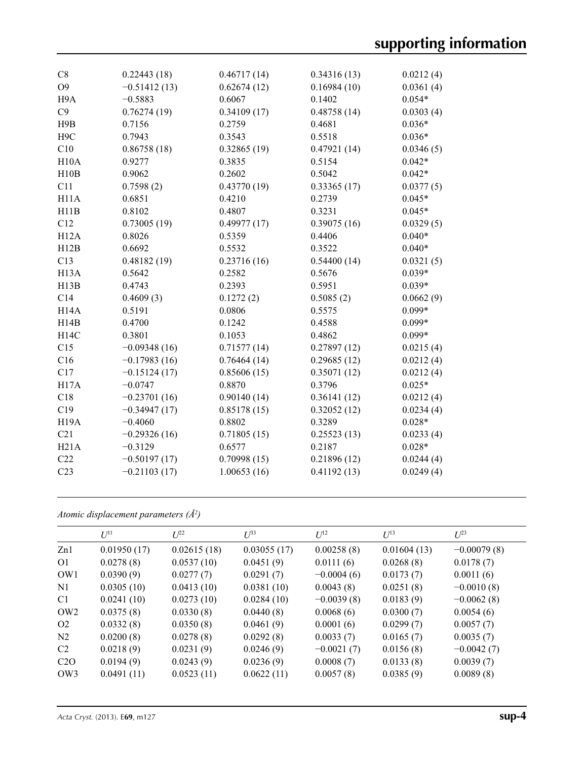| | | | | |
|---|---|---|---|---|
| C8 | 0.22443 (18) | 0.46717 (14) | 0.34316 (13) | 0.0212 (4) |
| O9 | −0.51412 (13) | 0.62674 (12) | 0.16984 (10) | 0.0361 (4) |
| H9A | −0.5883 | 0.6067 | 0.1402 | 0.054* |
| C9 | 0.76274 (19) | 0.34109 (17) | 0.48758 (14) | 0.0303 (4) |
| H9B | 0.7156 | 0.2759 | 0.4681 | 0.036* |
| H9C | 0.7943 | 0.3543 | 0.5518 | 0.036* |
| C10 | 0.86758 (18) | 0.32865 (19) | 0.47921 (14) | 0.0346 (5) |
| H10A | 0.9277 | 0.3835 | 0.5154 | 0.042* |
| H10B | 0.9062 | 0.2602 | 0.5042 | 0.042* |
| C11 | 0.7598 (2) | 0.43770 (19) | 0.33365 (17) | 0.0377 (5) |
| H11A | 0.6851 | 0.4210 | 0.2739 | 0.045* |
| H11B | 0.8102 | 0.4807 | 0.3231 | 0.045* |
| C12 | 0.73005 (19) | 0.49977 (17) | 0.39075 (16) | 0.0329 (5) |
| H12A | 0.8026 | 0.5359 | 0.4406 | 0.040* |
| H12B | 0.6692 | 0.5532 | 0.3522 | 0.040* |
| C13 | 0.48182 (19) | 0.23716 (16) | 0.54400 (14) | 0.0321 (5) |
| H13A | 0.5642 | 0.2582 | 0.5676 | 0.039* |
| H13B | 0.4743 | 0.2393 | 0.5951 | 0.039* |
| C14 | 0.4609 (3) | 0.1272 (2) | 0.5085 (2) | 0.0662 (9) |
| H14A | 0.5191 | 0.0806 | 0.5575 | 0.099* |
| H14B | 0.4700 | 0.1242 | 0.4588 | 0.099* |
| H14C | 0.3801 | 0.1053 | 0.4862 | 0.099* |
| C15 | −0.09348 (16) | 0.71577 (14) | 0.27897 (12) | 0.0215 (4) |
| C16 | −0.17983 (16) | 0.76464 (14) | 0.29685 (12) | 0.0212 (4) |
| C17 | −0.15124 (17) | 0.85606 (15) | 0.35071 (12) | 0.0212 (4) |
| H17A | −0.0747 | 0.8870 | 0.3796 | 0.025* |
| C18 | −0.23701 (16) | 0.90140 (14) | 0.36141 (12) | 0.0212 (4) |
| C19 | −0.34947 (17) | 0.85178 (15) | 0.32052 (12) | 0.0234 (4) |
| H19A | −0.4060 | 0.8802 | 0.3289 | 0.028* |
| C21 | −0.29326 (16) | 0.71805 (15) | 0.25523 (13) | 0.0233 (4) |
| H21A | −0.3129 | 0.6577 | 0.2187 | 0.028* |
| C22 | −0.50197 (17) | 0.70998 (15) | 0.21896 (12) | 0.0244 (4) |
| C23 | −0.21103 (17) | 1.00653 (16) | 0.41192 (13) | 0.0249 (4) |

*Atomic displacement parameters (Å²)*

| | $U^{11}$ | $U^{22}$ | $U^{33}$ | $U^{12}$ | $U^{13}$ | $U^{23}$ |
|---|---|---|---|---|---|---|
| Zn1 | 0.01950 (17) | 0.02615 (18) | 0.03055 (17) | 0.00258 (8) | 0.01604 (13) | −0.00079 (8) |
| O1 | 0.0278 (8) | 0.0537 (10) | 0.0451 (9) | 0.0111 (6) | 0.0268 (8) | 0.0178 (7) |
| OW1 | 0.0390 (9) | 0.0277 (7) | 0.0291 (7) | −0.0004 (6) | 0.0173 (7) | 0.0011 (6) |
| N1 | 0.0305 (10) | 0.0413 (10) | 0.0381 (10) | 0.0043 (8) | 0.0251 (8) | −0.0010 (8) |
| C1 | 0.0241 (10) | 0.0273 (10) | 0.0284 (10) | −0.0039 (8) | 0.0183 (9) | −0.0062 (8) |
| OW2 | 0.0375 (8) | 0.0330 (8) | 0.0440 (8) | 0.0068 (6) | 0.0300 (7) | 0.0054 (6) |
| O2 | 0.0332 (8) | 0.0350 (8) | 0.0461 (9) | 0.0001 (6) | 0.0299 (7) | 0.0057 (7) |
| N2 | 0.0200 (8) | 0.0278 (8) | 0.0292 (8) | 0.0033 (7) | 0.0165 (7) | 0.0035 (7) |
| C2 | 0.0218 (9) | 0.0231 (9) | 0.0246 (9) | −0.0021 (7) | 0.0156 (8) | −0.0042 (7) |
| C2O | 0.0194 (9) | 0.0243 (9) | 0.0236 (9) | 0.0008 (7) | 0.0133 (8) | 0.0039 (7) |
| OW3 | 0.0491 (11) | 0.0523 (11) | 0.0622 (11) | 0.0057 (8) | 0.0385 (9) | 0.0089 (8) |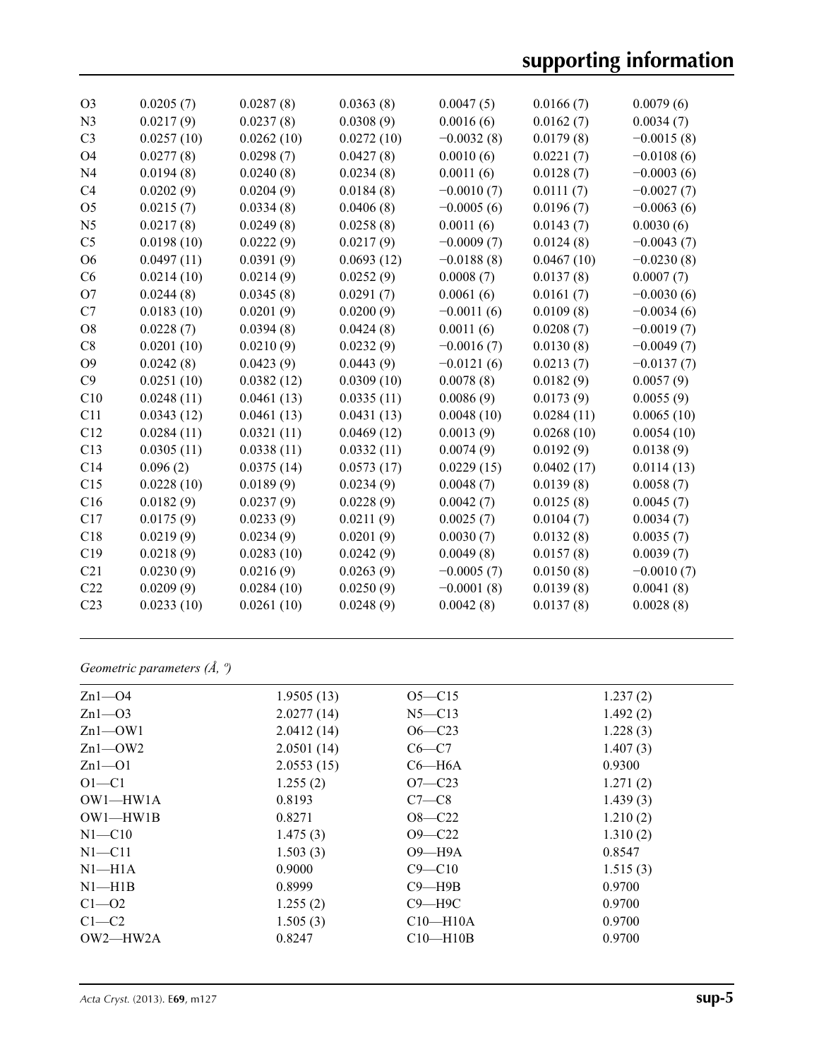| O3 | 0.0205 (7) | 0.0287 (8) | 0.0363 (8) | 0.0047 (5) | 0.0166 (7) | 0.0079 (6) |
|---|---|---|---|---|---|---|
| N3 | 0.0217 (9) | 0.0237 (8) | 0.0308 (9) | 0.0016 (6) | 0.0162 (7) | 0.0034 (7) |
| C3 | 0.0257 (10) | 0.0262 (10) | 0.0272 (10) | −0.0032 (8) | 0.0179 (8) | −0.0015 (8) |
| O4 | 0.0277 (8) | 0.0298 (7) | 0.0427 (8) | 0.0010 (6) | 0.0221 (7) | −0.0108 (6) |
| N4 | 0.0194 (8) | 0.0240 (8) | 0.0234 (8) | 0.0011 (6) | 0.0128 (7) | −0.0003 (6) |
| C4 | 0.0202 (9) | 0.0204 (9) | 0.0184 (8) | −0.0010 (7) | 0.0111 (7) | −0.0027 (7) |
| O5 | 0.0215 (7) | 0.0334 (8) | 0.0406 (8) | −0.0005 (6) | 0.0196 (7) | −0.0063 (6) |
| N5 | 0.0217 (8) | 0.0249 (8) | 0.0258 (8) | 0.0011 (6) | 0.0143 (7) | 0.0030 (6) |
| C5 | 0.0198 (10) | 0.0222 (9) | 0.0217 (9) | −0.0009 (7) | 0.0124 (8) | −0.0043 (7) |
| O6 | 0.0497 (11) | 0.0391 (9) | 0.0693 (12) | −0.0188 (8) | 0.0467 (10) | −0.0230 (8) |
| C6 | 0.0214 (10) | 0.0214 (9) | 0.0252 (9) | 0.0008 (7) | 0.0137 (8) | 0.0007 (7) |
| O7 | 0.0244 (8) | 0.0345 (8) | 0.0291 (7) | 0.0061 (6) | 0.0161 (7) | −0.0030 (6) |
| C7 | 0.0183 (10) | 0.0201 (9) | 0.0200 (9) | −0.0011 (6) | 0.0109 (8) | −0.0034 (6) |
| O8 | 0.0228 (7) | 0.0394 (8) | 0.0424 (8) | 0.0011 (6) | 0.0208 (7) | −0.0019 (7) |
| C8 | 0.0201 (10) | 0.0210 (9) | 0.0232 (9) | −0.0016 (7) | 0.0130 (8) | −0.0049 (7) |
| O9 | 0.0242 (8) | 0.0423 (9) | 0.0443 (9) | −0.0121 (6) | 0.0213 (7) | −0.0137 (7) |
| C9 | 0.0251 (10) | 0.0382 (12) | 0.0309 (10) | 0.0078 (8) | 0.0182 (9) | 0.0057 (9) |
| C10 | 0.0248 (11) | 0.0461 (13) | 0.0335 (11) | 0.0086 (9) | 0.0173 (9) | 0.0055 (9) |
| C11 | 0.0343 (12) | 0.0461 (13) | 0.0431 (13) | 0.0048 (10) | 0.0284 (11) | 0.0065 (10) |
| C12 | 0.0284 (11) | 0.0321 (11) | 0.0469 (12) | 0.0013 (9) | 0.0268 (10) | 0.0054 (10) |
| C13 | 0.0305 (11) | 0.0338 (11) | 0.0332 (11) | 0.0074 (9) | 0.0192 (9) | 0.0138 (9) |
| C14 | 0.096 (2) | 0.0375 (14) | 0.0573 (17) | 0.0229 (15) | 0.0402 (17) | 0.0114 (13) |
| C15 | 0.0228 (10) | 0.0189 (9) | 0.0234 (9) | 0.0048 (7) | 0.0139 (8) | 0.0058 (7) |
| C16 | 0.0182 (9) | 0.0237 (9) | 0.0228 (9) | 0.0042 (7) | 0.0125 (8) | 0.0045 (7) |
| C17 | 0.0175 (9) | 0.0233 (9) | 0.0211 (9) | 0.0025 (7) | 0.0104 (7) | 0.0034 (7) |
| C18 | 0.0219 (9) | 0.0234 (9) | 0.0201 (9) | 0.0030 (7) | 0.0132 (8) | 0.0035 (7) |
| C19 | 0.0218 (9) | 0.0283 (10) | 0.0242 (9) | 0.0049 (8) | 0.0157 (8) | 0.0039 (7) |
| C21 | 0.0230 (9) | 0.0216 (9) | 0.0263 (9) | −0.0005 (7) | 0.0150 (8) | −0.0010 (7) |
| C22 | 0.0209 (9) | 0.0284 (10) | 0.0250 (9) | −0.0001 (8) | 0.0139 (8) | 0.0041 (8) |
| C23 | 0.0233 (10) | 0.0261 (10) | 0.0248 (9) | 0.0042 (8) | 0.0137 (8) | 0.0028 (8) |

*Geometric parameters (Å, º)*

| | | | |
|---|---|---|---|
| Zn1—O4 | 1.9505 (13) | O5—C15 | 1.237 (2) |
| Zn1—O3 | 2.0277 (14) | N5—C13 | 1.492 (2) |
| Zn1—OW1 | 2.0412 (14) | O6—C23 | 1.228 (3) |
| Zn1—OW2 | 2.0501 (14) | C6—C7 | 1.407 (3) |
| Zn1—O1 | 2.0553 (15) | C6—H6A | 0.9300 |
| O1—C1 | 1.255 (2) | O7—C23 | 1.271 (2) |
| OW1—HW1A | 0.8193 | C7—C8 | 1.439 (3) |
| OW1—HW1B | 0.8271 | O8—C22 | 1.210 (2) |
| N1—C10 | 1.475 (3) | O9—C22 | 1.310 (2) |
| N1—C11 | 1.503 (3) | O9—H9A | 0.8547 |
| N1—H1A | 0.9000 | C9—C10 | 1.515 (3) |
| N1—H1B | 0.8999 | C9—H9B | 0.9700 |
| C1—O2 | 1.255 (2) | C9—H9C | 0.9700 |
| C1—C2 | 1.505 (3) | C10—H10A | 0.9700 |
| OW2—HW2A | 0.8247 | C10—H10B | 0.9700 |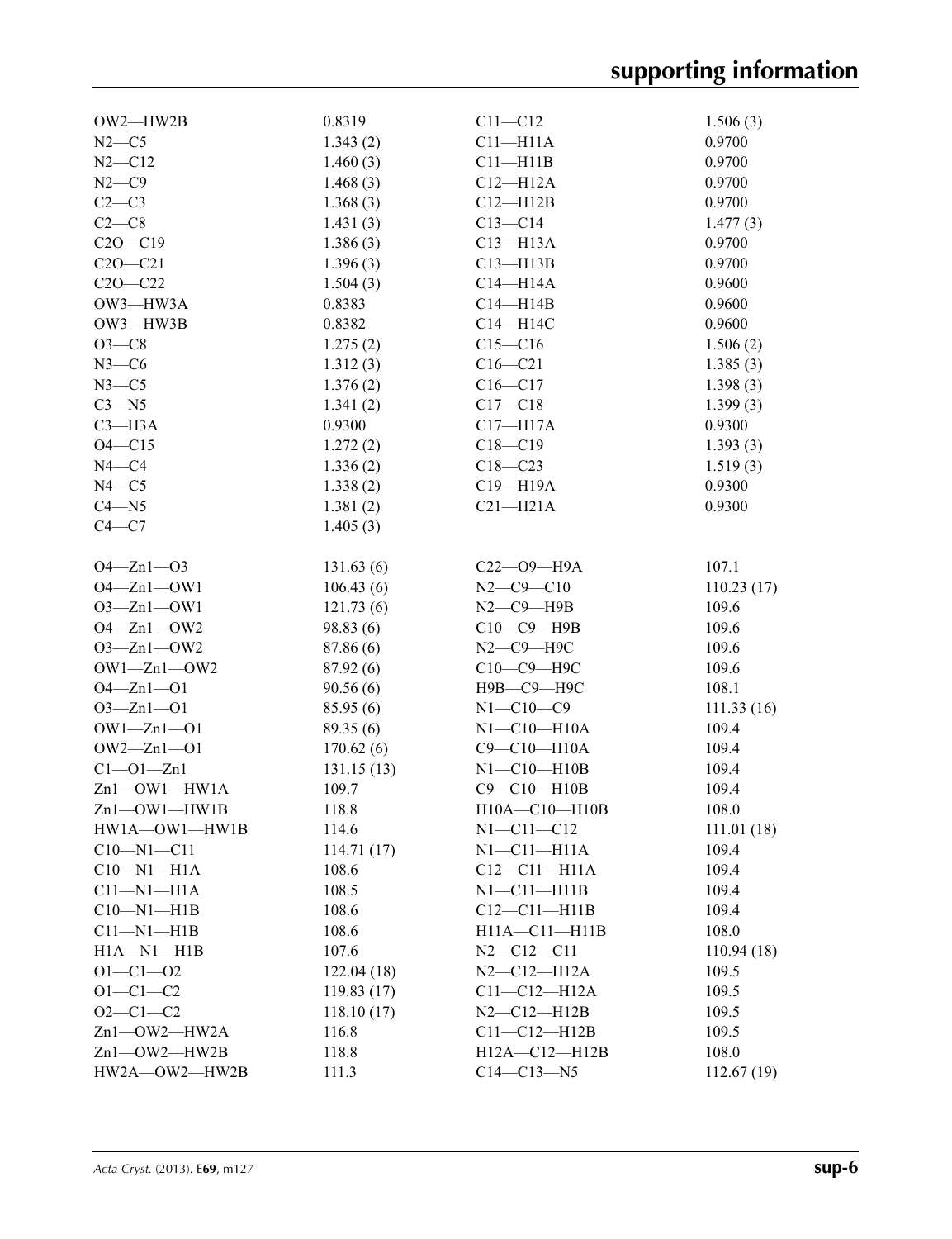| | | | |
|---|---|---|---|
| OW2—HW2B | 0.8319 | C11—C12 | 1.506 (3) |
| N2—C5 | 1.343 (2) | C11—H11A | 0.9700 |
| N2—C12 | 1.460 (3) | C11—H11B | 0.9700 |
| N2—C9 | 1.468 (3) | C12—H12A | 0.9700 |
| C2—C3 | 1.368 (3) | C12—H12B | 0.9700 |
| C2—C8 | 1.431 (3) | C13—C14 | 1.477 (3) |
| C2O—C19 | 1.386 (3) | C13—H13A | 0.9700 |
| C2O—C21 | 1.396 (3) | C13—H13B | 0.9700 |
| C2O—C22 | 1.504 (3) | C14—H14A | 0.9600 |
| OW3—HW3A | 0.8383 | C14—H14B | 0.9600 |
| OW3—HW3B | 0.8382 | C14—H14C | 0.9600 |
| O3—C8 | 1.275 (2) | C15—C16 | 1.506 (2) |
| N3—C6 | 1.312 (3) | C16—C21 | 1.385 (3) |
| N3—C5 | 1.376 (2) | C16—C17 | 1.398 (3) |
| C3—N5 | 1.341 (2) | C17—C18 | 1.399 (3) |
| C3—H3A | 0.9300 | C17—H17A | 0.9300 |
| O4—C15 | 1.272 (2) | C18—C19 | 1.393 (3) |
| N4—C4 | 1.336 (2) | C18—C23 | 1.519 (3) |
| N4—C5 | 1.338 (2) | C19—H19A | 0.9300 |
| C4—N5 | 1.381 (2) | C21—H21A | 0.9300 |
| C4—C7 | 1.405 (3) | | |
| | | | |
| O4—Zn1—O3 | 131.63 (6) | C22—O9—H9A | 107.1 |
| O4—Zn1—OW1 | 106.43 (6) | N2—C9—C10 | 110.23 (17) |
| O3—Zn1—OW1 | 121.73 (6) | N2—C9—H9B | 109.6 |
| O4—Zn1—OW2 | 98.83 (6) | C10—C9—H9B | 109.6 |
| O3—Zn1—OW2 | 87.86 (6) | N2—C9—H9C | 109.6 |
| OW1—Zn1—OW2 | 87.92 (6) | C10—C9—H9C | 109.6 |
| O4—Zn1—O1 | 90.56 (6) | H9B—C9—H9C | 108.1 |
| O3—Zn1—O1 | 85.95 (6) | N1—C10—C9 | 111.33 (16) |
| OW1—Zn1—O1 | 89.35 (6) | N1—C10—H10A | 109.4 |
| OW2—Zn1—O1 | 170.62 (6) | C9—C10—H10A | 109.4 |
| C1—O1—Zn1 | 131.15 (13) | N1—C10—H10B | 109.4 |
| Zn1—OW1—HW1A | 109.7 | C9—C10—H10B | 109.4 |
| Zn1—OW1—HW1B | 118.8 | H10A—C10—H10B | 108.0 |
| HW1A—OW1—HW1B | 114.6 | N1—C11—C12 | 111.01 (18) |
| C10—N1—C11 | 114.71 (17) | N1—C11—H11A | 109.4 |
| C10—N1—H1A | 108.6 | C12—C11—H11A | 109.4 |
| C11—N1—H1A | 108.5 | N1—C11—H11B | 109.4 |
| C10—N1—H1B | 108.6 | C12—C11—H11B | 109.4 |
| C11—N1—H1B | 108.6 | H11A—C11—H11B | 108.0 |
| H1A—N1—H1B | 107.6 | N2—C12—C11 | 110.94 (18) |
| O1—C1—O2 | 122.04 (18) | N2—C12—H12A | 109.5 |
| O1—C1—C2 | 119.83 (17) | C11—C12—H12A | 109.5 |
| O2—C1—C2 | 118.10 (17) | N2—C12—H12B | 109.5 |
| Zn1—OW2—HW2A | 116.8 | C11—C12—H12B | 109.5 |
| Zn1—OW2—HW2B | 118.8 | H12A—C12—H12B | 108.0 |
| HW2A—OW2—HW2B | 111.3 | C14—C13—N5 | 112.67 (19) |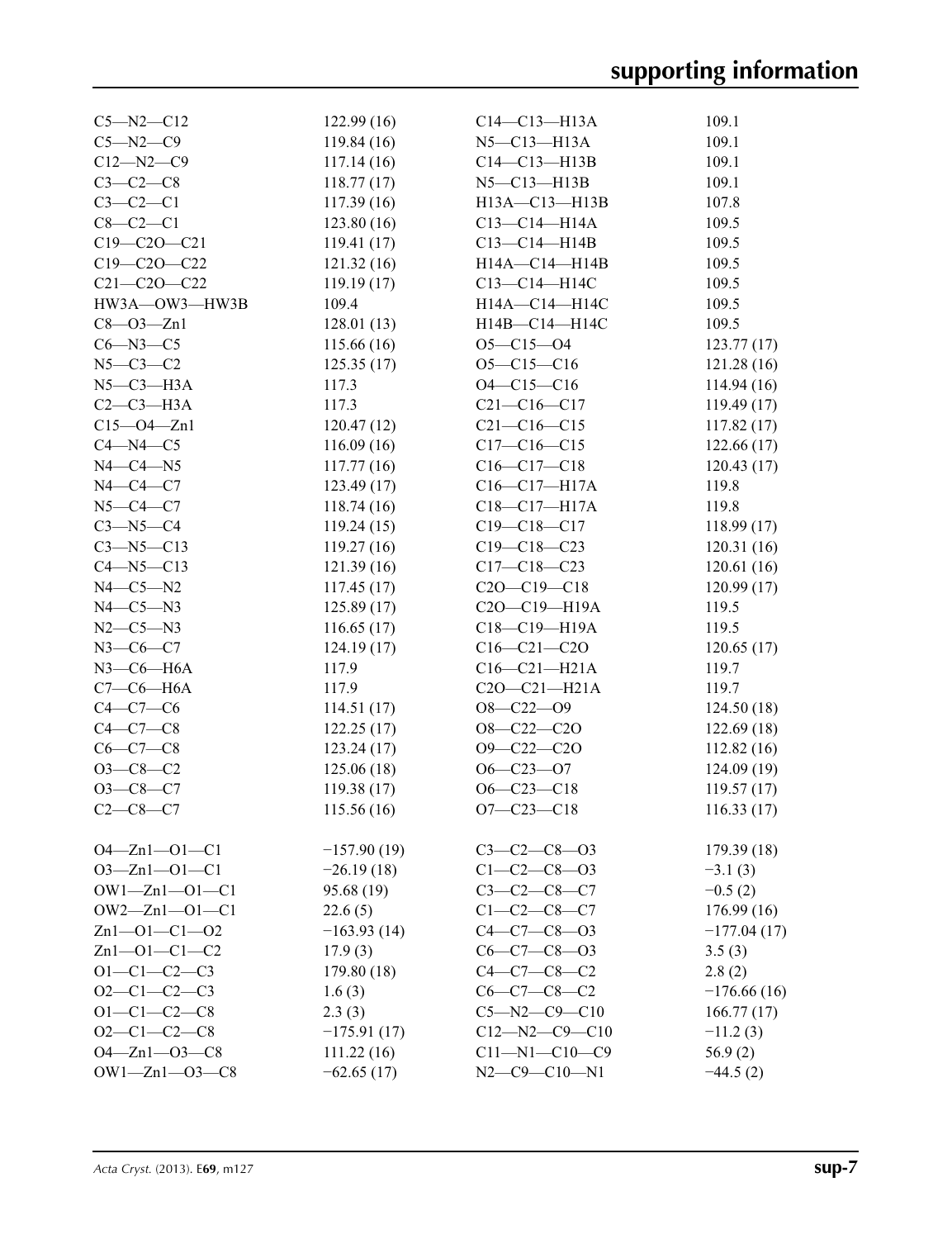| | | | |
|---|---|---|---|
| C5—N2—C12 | 122.99 (16) | C14—C13—H13A | 109.1 |
| C5—N2—C9 | 119.84 (16) | N5—C13—H13A | 109.1 |
| C12—N2—C9 | 117.14 (16) | C14—C13—H13B | 109.1 |
| C3—C2—C8 | 118.77 (17) | N5—C13—H13B | 109.1 |
| C3—C2—C1 | 117.39 (16) | H13A—C13—H13B | 107.8 |
| C8—C2—C1 | 123.80 (16) | C13—C14—H14A | 109.5 |
| C19—C2O—C21 | 119.41 (17) | C13—C14—H14B | 109.5 |
| C19—C2O—C22 | 121.32 (16) | H14A—C14—H14B | 109.5 |
| C21—C2O—C22 | 119.19 (17) | C13—C14—H14C | 109.5 |
| HW3A—OW3—HW3B | 109.4 | H14A—C14—H14C | 109.5 |
| C8—O3—Zn1 | 128.01 (13) | H14B—C14—H14C | 109.5 |
| C6—N3—C5 | 115.66 (16) | O5—C15—O4 | 123.77 (17) |
| N5—C3—C2 | 125.35 (17) | O5—C15—C16 | 121.28 (16) |
| N5—C3—H3A | 117.3 | O4—C15—C16 | 114.94 (16) |
| C2—C3—H3A | 117.3 | C21—C16—C17 | 119.49 (17) |
| C15—O4—Zn1 | 120.47 (12) | C21—C16—C15 | 117.82 (17) |
| C4—N4—C5 | 116.09 (16) | C17—C16—C15 | 122.66 (17) |
| N4—C4—N5 | 117.77 (16) | C16—C17—C18 | 120.43 (17) |
| N4—C4—C7 | 123.49 (17) | C16—C17—H17A | 119.8 |
| N5—C4—C7 | 118.74 (16) | C18—C17—H17A | 119.8 |
| C3—N5—C4 | 119.24 (15) | C19—C18—C17 | 118.99 (17) |
| C3—N5—C13 | 119.27 (16) | C19—C18—C23 | 120.31 (16) |
| C4—N5—C13 | 121.39 (16) | C17—C18—C23 | 120.61 (16) |
| N4—C5—N2 | 117.45 (17) | C2O—C19—C18 | 120.99 (17) |
| N4—C5—N3 | 125.89 (17) | C2O—C19—H19A | 119.5 |
| N2—C5—N3 | 116.65 (17) | C18—C19—H19A | 119.5 |
| N3—C6—C7 | 124.19 (17) | C16—C21—C2O | 120.65 (17) |
| N3—C6—H6A | 117.9 | C16—C21—H21A | 119.7 |
| C7—C6—H6A | 117.9 | C2O—C21—H21A | 119.7 |
| C4—C7—C6 | 114.51 (17) | O8—C22—O9 | 124.50 (18) |
| C4—C7—C8 | 122.25 (17) | O8—C22—C2O | 122.69 (18) |
| C6—C7—C8 | 123.24 (17) | O9—C22—C2O | 112.82 (16) |
| O3—C8—C2 | 125.06 (18) | O6—C23—O7 | 124.09 (19) |
| O3—C8—C7 | 119.38 (17) | O6—C23—C18 | 119.57 (17) |
| C2—C8—C7 | 115.56 (16) | O7—C23—C18 | 116.33 (17) |
| | | | |
| O4—Zn1—O1—C1 | −157.90 (19) | C3—C2—C8—O3 | 179.39 (18) |
| O3—Zn1—O1—C1 | −26.19 (18) | C1—C2—C8—O3 | −3.1 (3) |
| OW1—Zn1—O1—C1 | 95.68 (19) | C3—C2—C8—C7 | −0.5 (2) |
| OW2—Zn1—O1—C1 | 22.6 (5) | C1—C2—C8—C7 | 176.99 (16) |
| Zn1—O1—C1—O2 | −163.93 (14) | C4—C7—C8—O3 | −177.04 (17) |
| Zn1—O1—C1—C2 | 17.9 (3) | C6—C7—C8—O3 | 3.5 (3) |
| O1—C1—C2—C3 | 179.80 (18) | C4—C7—C8—C2 | 2.8 (2) |
| O2—C1—C2—C3 | 1.6 (3) | C6—C7—C8—C2 | −176.66 (16) |
| O1—C1—C2—C8 | 2.3 (3) | C5—N2—C9—C10 | 166.77 (17) |
| O2—C1—C2—C8 | −175.91 (17) | C12—N2—C9—C10 | −11.2 (3) |
| O4—Zn1—O3—C8 | 111.22 (16) | C11—N1—C10—C9 | 56.9 (2) |
| OW1—Zn1—O3—C8 | −62.65 (17) | N2—C9—C10—N1 | −44.5 (2) |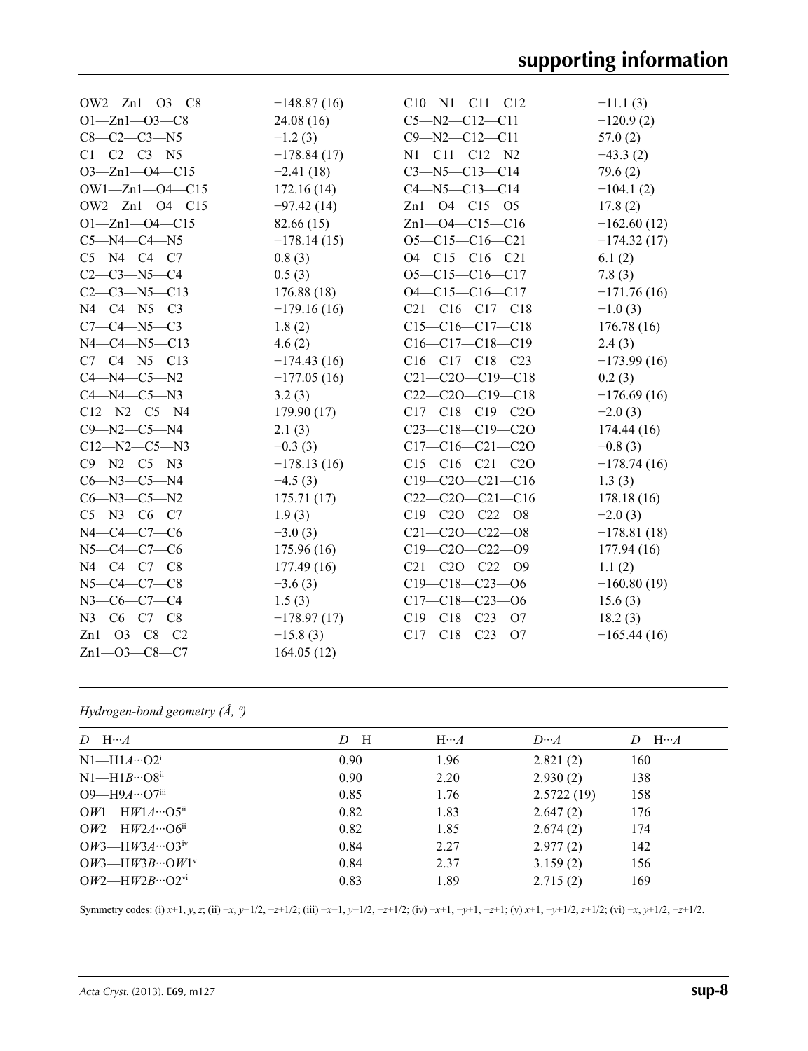| | | | |
|---|---|---|---|
| OW2—Zn1—O3—C8 | −148.87 (16) | C10—N1—C11—C12 | −11.1 (3) |
| O1—Zn1—O3—C8 | 24.08 (16) | C5—N2—C12—C11 | −120.9 (2) |
| C8—C2—C3—N5 | −1.2 (3) | C9—N2—C12—C11 | 57.0 (2) |
| C1—C2—C3—N5 | −178.84 (17) | N1—C11—C12—N2 | −43.3 (2) |
| O3—Zn1—O4—C15 | −2.41 (18) | C3—N5—C13—C14 | 79.6 (2) |
| OW1—Zn1—O4—C15 | 172.16 (14) | C4—N5—C13—C14 | −104.1 (2) |
| OW2—Zn1—O4—C15 | −97.42 (14) | Zn1—O4—C15—O5 | 17.8 (2) |
| O1—Zn1—O4—C15 | 82.66 (15) | Zn1—O4—C15—C16 | −162.60 (12) |
| C5—N4—C4—N5 | −178.14 (15) | O5—C15—C16—C21 | −174.32 (17) |
| C5—N4—C4—C7 | 0.8 (3) | O4—C15—C16—C21 | 6.1 (2) |
| C2—C3—N5—C4 | 0.5 (3) | O5—C15—C16—C17 | 7.8 (3) |
| C2—C3—N5—C13 | 176.88 (18) | O4—C15—C16—C17 | −171.76 (16) |
| N4—C4—N5—C3 | −179.16 (16) | C21—C16—C17—C18 | −1.0 (3) |
| C7—C4—N5—C3 | 1.8 (2) | C15—C16—C17—C18 | 176.78 (16) |
| N4—C4—N5—C13 | 4.6 (2) | C16—C17—C18—C19 | 2.4 (3) |
| C7—C4—N5—C13 | −174.43 (16) | C16—C17—C18—C23 | −173.99 (16) |
| C4—N4—C5—N2 | −177.05 (16) | C21—C2O—C19—C18 | 0.2 (3) |
| C4—N4—C5—N3 | 3.2 (3) | C22—C2O—C19—C18 | −176.69 (16) |
| C12—N2—C5—N4 | 179.90 (17) | C17—C18—C19—C2O | −2.0 (3) |
| C9—N2—C5—N4 | 2.1 (3) | C23—C18—C19—C2O | 174.44 (16) |
| C12—N2—C5—N3 | −0.3 (3) | C17—C16—C21—C2O | −0.8 (3) |
| C9—N2—C5—N3 | −178.13 (16) | C15—C16—C21—C2O | −178.74 (16) |
| C6—N3—C5—N4 | −4.5 (3) | C19—C2O—C21—C16 | 1.3 (3) |
| C6—N3—C5—N2 | 175.71 (17) | C22—C2O—C21—C16 | 178.18 (16) |
| C5—N3—C6—C7 | 1.9 (3) | C19—C2O—C22—O8 | −2.0 (3) |
| N4—C4—C7—C6 | −3.0 (3) | C21—C2O—C22—O8 | −178.81 (18) |
| N5—C4—C7—C6 | 175.96 (16) | C19—C2O—C22—O9 | 177.94 (16) |
| N4—C4—C7—C8 | 177.49 (16) | C21—C2O—C22—O9 | 1.1 (2) |
| N5—C4—C7—C8 | −3.6 (3) | C19—C18—C23—O6 | −160.80 (19) |
| N3—C6—C7—C4 | 1.5 (3) | C17—C18—C23—O6 | 15.6 (3) |
| N3—C6—C7—C8 | −178.97 (17) | C19—C18—C23—O7 | 18.2 (3) |
| Zn1—O3—C8—C2 | −15.8 (3) | C17—C18—C23—O7 | −165.44 (16) |
| Zn1—O3—C8—C7 | 164.05 (12) | | |

*Hydrogen-bond geometry (Å, º)*

| *D*—H···*A* | *D*—H | H···*A* | *D*···*A* | *D*—H···*A* |
|---|---|---|---|---|
| N1—H1*A*···O2[i] | 0.90 | 1.96 | 2.821 (2) | 160 |
| N1—H1*B*···O8[ii] | 0.90 | 2.20 | 2.930 (2) | 138 |
| O9—H9*A*···O7[iii] | 0.85 | 1.76 | 2.5722 (19) | 158 |
| O*W*1—H*W*1*A*···O5[ii] | 0.82 | 1.83 | 2.647 (2) | 176 |
| O*W*2—H*W*2*A*···O6[ii] | 0.82 | 1.85 | 2.674 (2) | 174 |
| O*W*3—H*W*3*A*···O3[iv] | 0.84 | 2.27 | 2.977 (2) | 142 |
| O*W*3—H*W*3*B*···O*W*1[v] | 0.84 | 2.37 | 3.159 (2) | 156 |
| O*W*2—H*W*2*B*···O2[vi] | 0.83 | 1.89 | 2.715 (2) | 169 |

Symmetry codes: (i) *x*+1, *y*, *z*; (ii) −*x*, *y*−1/2, −*z*+1/2; (iii) −*x*−1, *y*−1/2, −*z*+1/2; (iv) −*x*+1, −*y*+1, −*z*+1; (v) *x*+1, −*y*+1/2, *z*+1/2; (vi) −*x*, *y*+1/2, −*z*+1/2.